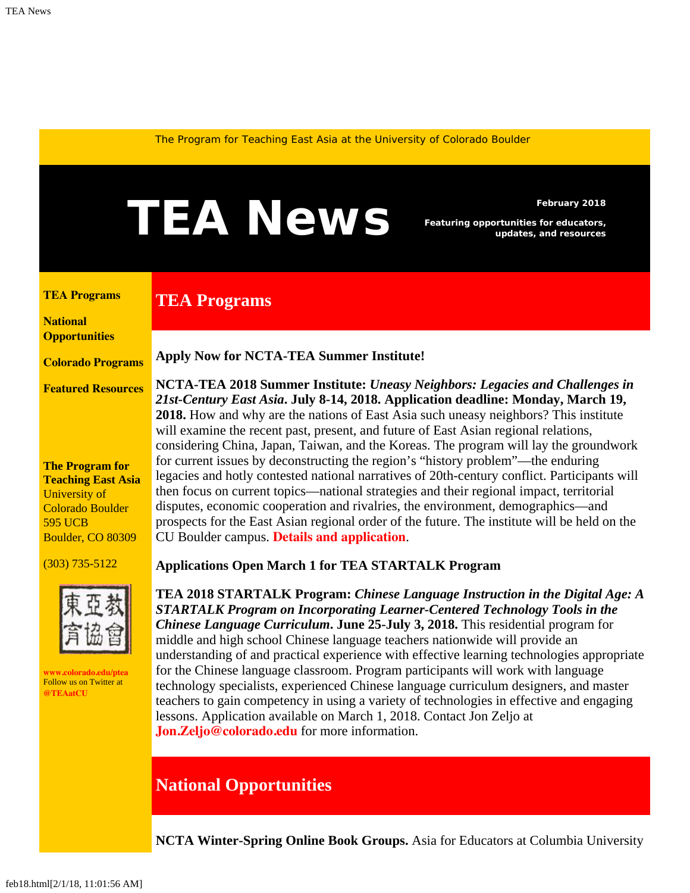The Program for Teaching East Asia at the University of Colorado Boulder

# TEA News

**February 2018**

**Featuring opportunities for educators, updates, and resources**

**TEA Programs**

**National Opportunities**

**Colorado Programs**

**Featured Resources**

**The Program for Teaching East Asia**
University of Colorado Boulder
595 UCB
Boulder, CO 80309

(303) 735-5122

東亞教育協會

www.colorado.edu/ptea
Follow us on Twitter at
@TEAatCU

## TEA Programs

### Apply Now for NCTA-TEA Summer Institute!

**NCTA-TEA 2018 Summer Institute:** ***Uneasy Neighbors: Legacies and Challenges in 21st-Century East Asia*****. July 8-14, 2018. Application deadline: Monday, March 19, 2018.** How and why are the nations of East Asia such uneasy neighbors? This institute will examine the recent past, present, and future of East Asian regional relations, considering China, Japan, Taiwan, and the Koreas. The program will lay the groundwork for current issues by deconstructing the region's "history problem"—the enduring legacies and hotly contested national narratives of 20th-century conflict. Participants will then focus on current topics—national strategies and their regional impact, territorial disputes, economic cooperation and rivalries, the environment, demographics—and prospects for the East Asian regional order of the future. The institute will be held on the CU Boulder campus. **Details and application**.

### Applications Open March 1 for TEA STARTALK Program

**TEA 2018 STARTALK Program:** ***Chinese Language Instruction in the Digital Age: A STARTALK Program on Incorporating Learner-Centered Technology Tools in the Chinese Language Curriculum*****. June 25-July 3, 2018.** This residential program for middle and high school Chinese language teachers nationwide will provide an understanding of and practical experience with effective learning technologies appropriate for the Chinese language classroom. Program participants will work with language technology specialists, experienced Chinese language curriculum designers, and master teachers to gain competency in using a variety of technologies in effective and engaging lessons. Application available on March 1, 2018. Contact Jon Zeljo at **Jon.Zeljo@colorado.edu** for more information.

## National Opportunities

**NCTA Winter-Spring Online Book Groups.** Asia for Educators at Columbia University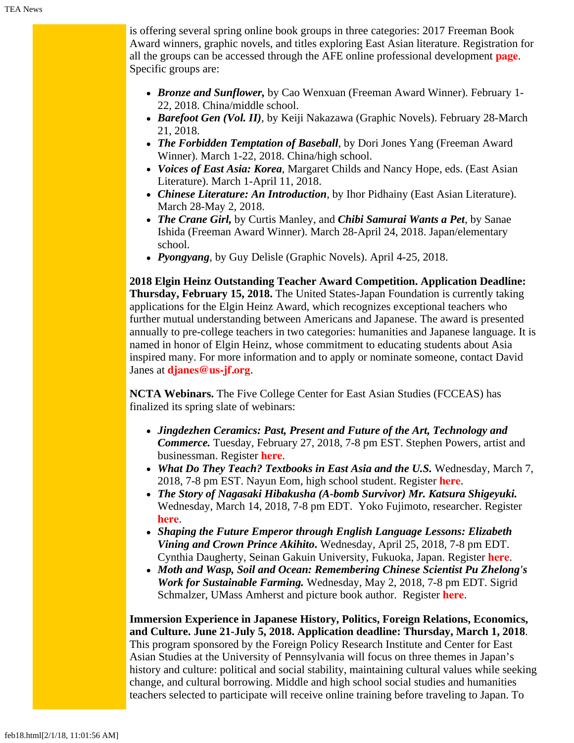is offering several spring online book groups in three categories: 2017 Freeman Book Award winners, graphic novels, and titles exploring East Asian literature. Registration for all the groups can be accessed through the AFE online professional development **page**. Specific groups are:

- ***Bronze and Sunflower,*** by Cao Wenxuan (Freeman Award Winner). February 1-22, 2018. China/middle school.
- ***Barefoot Gen (Vol. II)***, by Keiji Nakazawa (Graphic Novels). February 28-March 21, 2018.
- ***The Forbidden Temptation of Baseball***, by Dori Jones Yang (Freeman Award Winner). March 1-22, 2018. China/high school.
- ***Voices of East Asia: Korea***, Margaret Childs and Nancy Hope, eds. (East Asian Literature). March 1-April 11, 2018.
- ***Chinese Literature: An Introduction***, by Ihor Pidhainy (East Asian Literature). March 28-May 2, 2018.
- ***The Crane Girl,*** by Curtis Manley, and ***Chibi Samurai Wants a Pet***, by Sanae Ishida (Freeman Award Winner). March 28-April 24, 2018. Japan/elementary school.
- ***Pyongyang***, by Guy Delisle (Graphic Novels). April 4-25, 2018.

**2018 Elgin Heinz Outstanding Teacher Award Competition. Application Deadline: Thursday, February 15, 2018.** The United States-Japan Foundation is currently taking applications for the Elgin Heinz Award, which recognizes exceptional teachers who further mutual understanding between Americans and Japanese. The award is presented annually to pre-college teachers in two categories: humanities and Japanese language. It is named in honor of Elgin Heinz, whose commitment to educating students about Asia inspired many. For more information and to apply or nominate someone, contact David Janes at **djanes@us-jf.org**.

**NCTA Webinars.** The Five College Center for East Asian Studies (FCCEAS) has finalized its spring slate of webinars:

- ***Jingdezhen Ceramics: Past, Present and Future of the Art, Technology and Commerce.*** Tuesday, February 27, 2018, 7-8 pm EST. Stephen Powers, artist and businessman. Register **here**.
- ***What Do They Teach? Textbooks in East Asia and the U.S.*** Wednesday, March 7, 2018, 7-8 pm EST. Nayun Eom, high school student. Register **here**.
- ***The Story of Nagasaki Hibakusha (A-bomb Survivor) Mr. Katsura Shigeyuki.*** Wednesday, March 14, 2018, 7-8 pm EDT. Yoko Fujimoto, researcher. Register **here**.
- ***Shaping the Future Emperor through English Language Lessons: Elizabeth Vining and Crown Prince Akihito.*** Wednesday, April 25, 2018, 7-8 pm EDT. Cynthia Daugherty, Seinan Gakuin University, Fukuoka, Japan. Register **here**.
- ***Moth and Wasp, Soil and Ocean: Remembering Chinese Scientist Pu Zhelong's Work for Sustainable Farming.*** Wednesday, May 2, 2018, 7-8 pm EDT. Sigrid Schmalzer, UMass Amherst and picture book author. Register **here**.

**Immersion Experience in Japanese History, Politics, Foreign Relations, Economics, and Culture. June 21-July 5, 2018. Application deadline: Thursday, March 1, 2018**. This program sponsored by the Foreign Policy Research Institute and Center for East Asian Studies at the University of Pennsylvania will focus on three themes in Japan's history and culture: political and social stability, maintaining cultural values while seeking change, and cultural borrowing. Middle and high school social studies and humanities teachers selected to participate will receive online training before traveling to Japan. To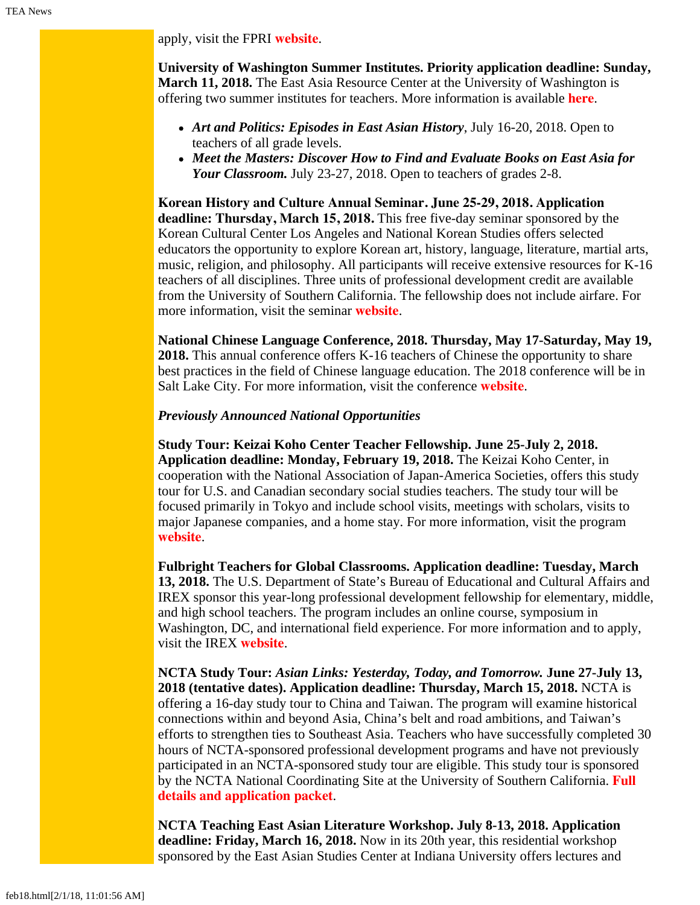apply, visit the FPRI **website**.

**University of Washington Summer Institutes. Priority application deadline: Sunday, March 11, 2018.** The East Asia Resource Center at the University of Washington is offering two summer institutes for teachers. More information is available **here**.

- ***Art and Politics: Episodes in East Asian History***, July 16-20, 2018. Open to teachers of all grade levels.
- ***Meet the Masters: Discover How to Find and Evaluate Books on East Asia for Your Classroom.*** July 23-27, 2018. Open to teachers of grades 2-8.

**Korean History and Culture Annual Seminar. June 25-29, 2018. Application deadline: Thursday, March 15, 2018.** This free five-day seminar sponsored by the Korean Cultural Center Los Angeles and National Korean Studies offers selected educators the opportunity to explore Korean art, history, language, literature, martial arts, music, religion, and philosophy. All participants will receive extensive resources for K-16 teachers of all disciplines. Three units of professional development credit are available from the University of Southern California. The fellowship does not include airfare. For more information, visit the seminar **website**.

**National Chinese Language Conference, 2018. Thursday, May 17-Saturday, May 19, 2018.** This annual conference offers K-16 teachers of Chinese the opportunity to share best practices in the field of Chinese language education. The 2018 conference will be in Salt Lake City. For more information, visit the conference **website**.

***Previously Announced National Opportunities***

**Study Tour: Keizai Koho Center Teacher Fellowship. June 25-July 2, 2018. Application deadline: Monday, February 19, 2018.** The Keizai Koho Center, in cooperation with the National Association of Japan-America Societies, offers this study tour for U.S. and Canadian secondary social studies teachers. The study tour will be focused primarily in Tokyo and include school visits, meetings with scholars, visits to major Japanese companies, and a home stay. For more information, visit the program **website**.

**Fulbright Teachers for Global Classrooms. Application deadline: Tuesday, March 13, 2018.** The U.S. Department of State's Bureau of Educational and Cultural Affairs and IREX sponsor this year-long professional development fellowship for elementary, middle, and high school teachers. The program includes an online course, symposium in Washington, DC, and international field experience. For more information and to apply, visit the IREX **website**.

**NCTA Study Tour: *Asian Links: Yesterday, Today, and Tomorrow.* June 27-July 13, 2018 (tentative dates). Application deadline: Thursday, March 15, 2018.** NCTA is offering a 16-day study tour to China and Taiwan. The program will examine historical connections within and beyond Asia, China's belt and road ambitions, and Taiwan's efforts to strengthen ties to Southeast Asia. Teachers who have successfully completed 30 hours of NCTA-sponsored professional development programs and have not previously participated in an NCTA-sponsored study tour are eligible. This study tour is sponsored by the NCTA National Coordinating Site at the University of Southern California. **Full details and application packet**.

**NCTA Teaching East Asian Literature Workshop. July 8-13, 2018. Application deadline: Friday, March 16, 2018.** Now in its 20th year, this residential workshop sponsored by the East Asian Studies Center at Indiana University offers lectures and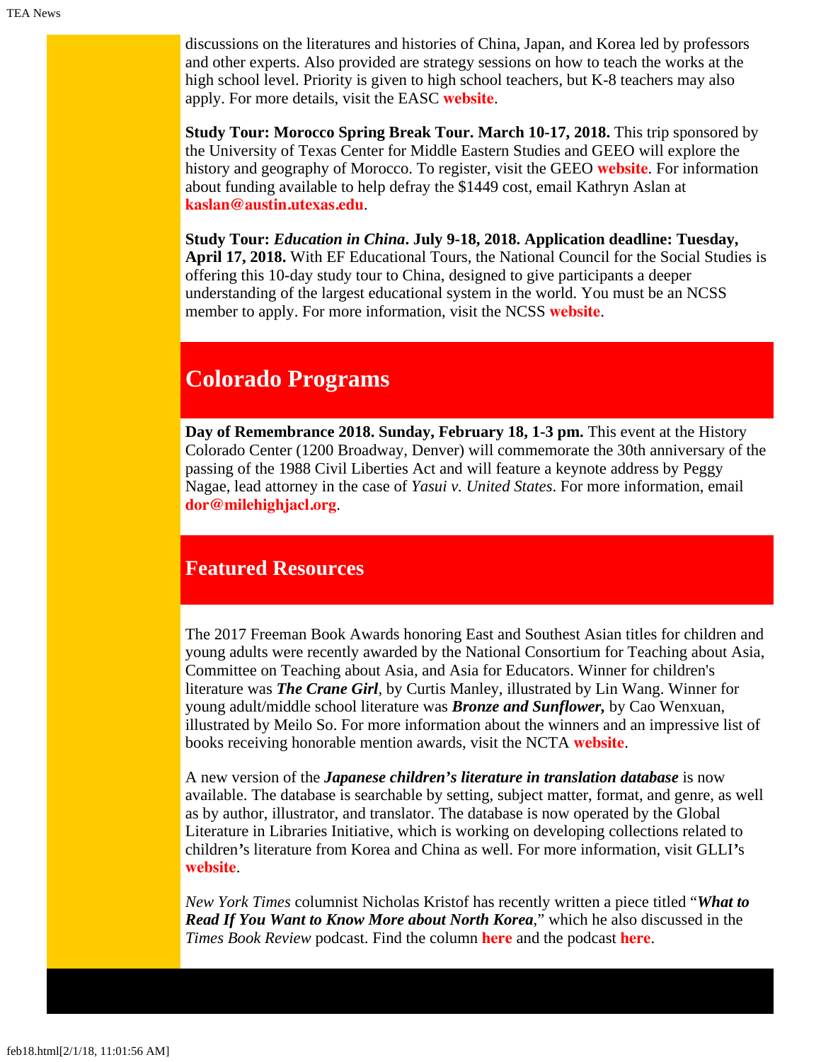discussions on the literatures and histories of China, Japan, and Korea led by professors and other experts. Also provided are strategy sessions on how to teach the works at the high school level. Priority is given to high school teachers, but K-8 teachers may also apply. For more details, visit the EASC **website**.

**Study Tour: Morocco Spring Break Tour. March 10-17, 2018.** This trip sponsored by the University of Texas Center for Middle Eastern Studies and GEEO will explore the history and geography of Morocco. To register, visit the GEEO **website**. For information about funding available to help defray the $1449 cost, email Kathryn Aslan at **kaslan@austin.utexas.edu**.

**Study Tour: *Education in China*. July 9-18, 2018. Application deadline: Tuesday, April 17, 2018.** With EF Educational Tours, the National Council for the Social Studies is offering this 10-day study tour to China, designed to give participants a deeper understanding of the largest educational system in the world. You must be an NCSS member to apply. For more information, visit the NCSS **website**.

## Colorado Programs

**Day of Remembrance 2018. Sunday, February 18, 1-3 pm.** This event at the History Colorado Center (1200 Broadway, Denver) will commemorate the 30th anniversary of the passing of the 1988 Civil Liberties Act and will feature a keynote address by Peggy Nagae, lead attorney in the case of *Yasui v. United States*. For more information, email **dor@milehighjacl.org**.

## Featured Resources

The 2017 Freeman Book Awards honoring East and Southest Asian titles for children and young adults were recently awarded by the National Consortium for Teaching about Asia, Committee on Teaching about Asia, and Asia for Educators. Winner for children's literature was ***The Crane Girl***, by Curtis Manley, illustrated by Lin Wang. Winner for young adult/middle school literature was ***Bronze and Sunflower,*** by Cao Wenxuan, illustrated by Meilo So. For more information about the winners and an impressive list of books receiving honorable mention awards, visit the NCTA **website**.

A new version of the ***Japanese children's literature in translation database*** is now available. The database is searchable by setting, subject matter, format, and genre, as well as by author, illustrator, and translator. The database is now operated by the Global Literature in Libraries Initiative, which is working on developing collections related to children's literature from Korea and China as well. For more information, visit GLLI's **website**.

*New York Times* columnist Nicholas Kristof has recently written a piece titled "***What to Read If You Want to Know More about North Korea***," which he also discussed in the *Times Book Review* podcast. Find the column **here** and the podcast **here**.